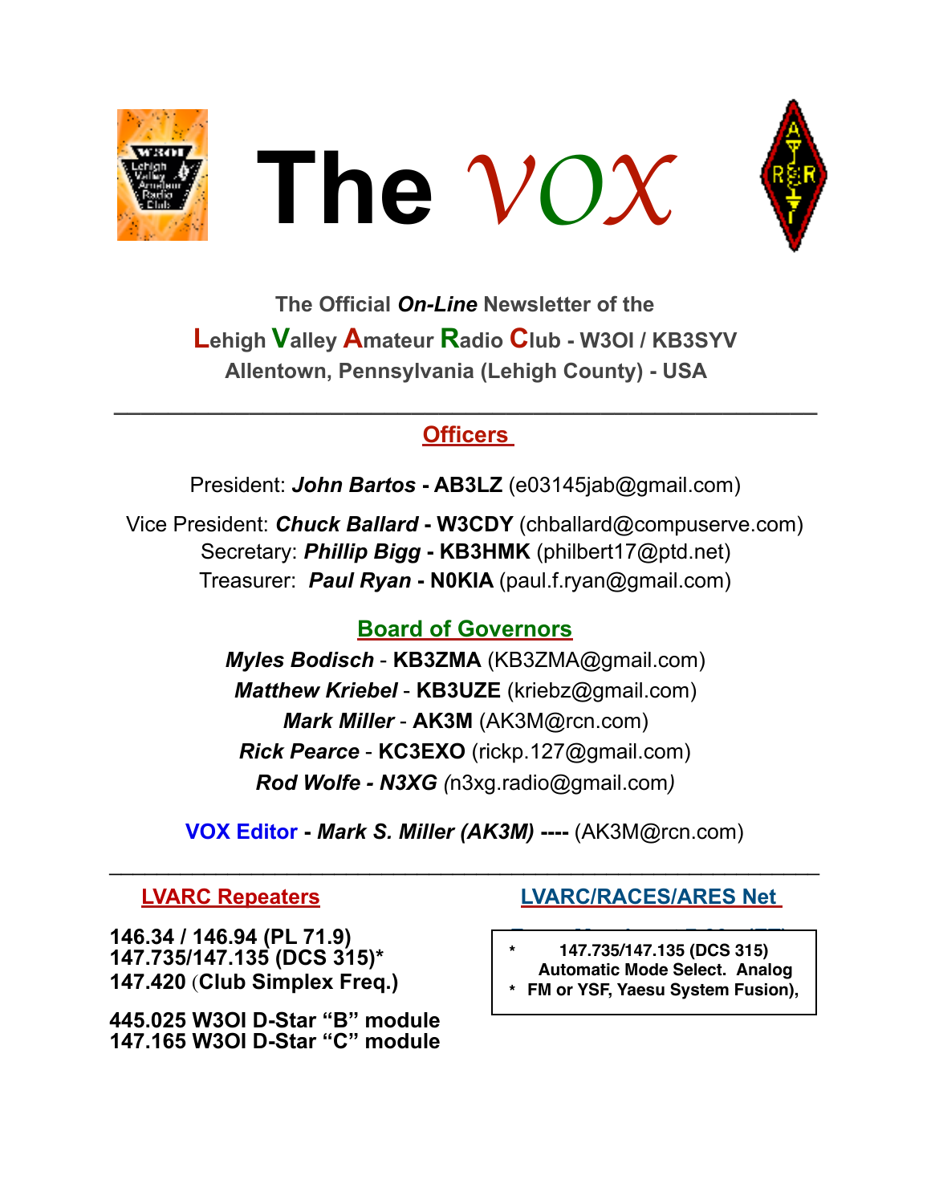# The VOX

**The Official *On-Line* Newsletter of the**

**Lehigh Valley Amateur Radio Club - W3OI / KB3SYV**

**Allentown, Pennsylvania (Lehigh County) - USA**

---

## Officers

President: ***John Bartos*** **- AB3LZ** (e03145jab@gmail.com)

Vice President: ***Chuck Ballard*** **- W3CDY** (chballard@compuserve.com)

Secretary: ***Phillip Bigg*** **- KB3HMK** (philbert17@ptd.net)

Treasurer: ***Paul Ryan*** **- N0KIA** (paul.f.ryan@gmail.com)

## Board of Governors

***Myles Bodisch*** - **KB3ZMA** (KB3ZMA@gmail.com)

***Matthew Kriebel*** - **KB3UZE** (kriebz@gmail.com)

***Mark Miller*** - **AK3M** (AK3M@rcn.com)

***Rick Pearce*** - **KC3EXO** (rickp.127@gmail.com)

***Rod Wolfe - N3XG*** *(*n3xg.radio@gmail.com*)*

**VOX Editor** - ***Mark S. Miller (AK3M)*** **----** (AK3M@rcn.com)

---

## LVARC Repeaters

**146.34 / 146.94 (PL 71.9)**
**147.735/147.135 (DCS 315)***
**147.420** (**Club Simplex Freq.)**

**445.025 W3OI D-Star "B" module**
**147.165 W3OI D-Star "C" module**

## LVARC/RACES/ARES Net

**\* 147.735/147.135 (DCS 315) Automatic Mode Select. Analog**
**\* FM or YSF, Yaesu System Fusion),**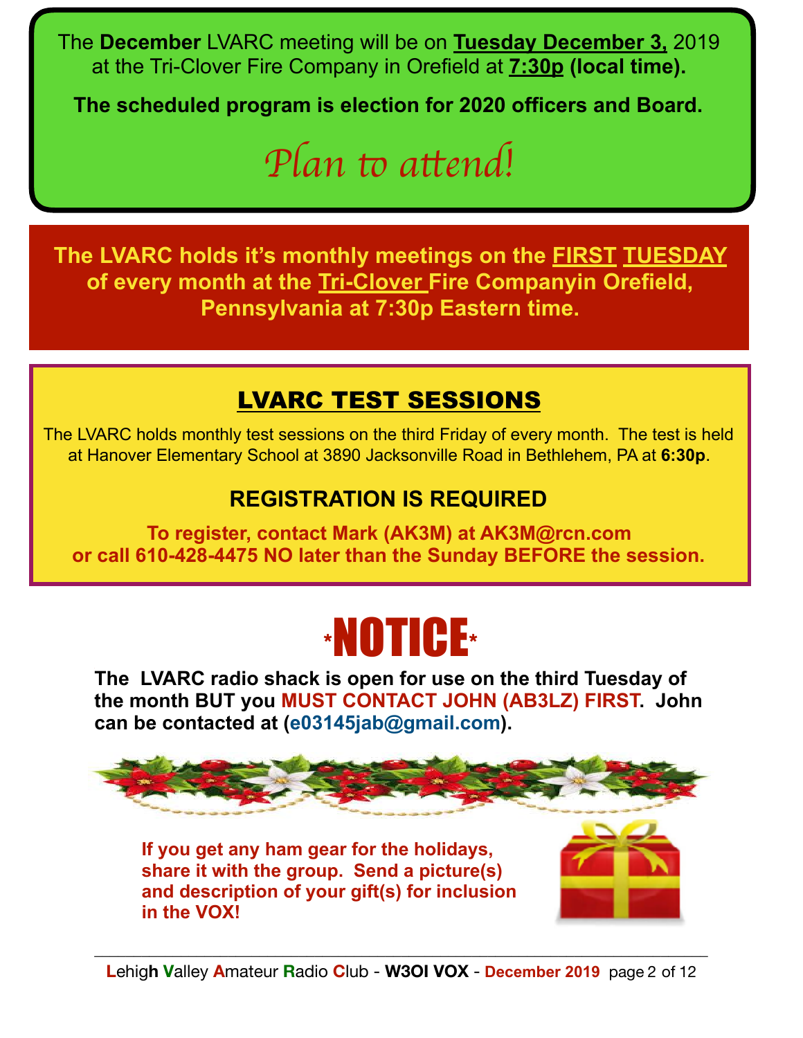The **December** LVARC meeting will be on **Tuesday December 3,** 2019 at the Tri-Clover Fire Company in Orefield at **7:30p (local time).**

**The scheduled program is election for 2020 officers and Board.**

*Plan to attend!*

**The LVARC holds it's monthly meetings on the FIRST TUESDAY of every month at the Tri-Clover Fire Companyin Orefield, Pennsylvania at 7:30p Eastern time.**

## LVARC TEST SESSIONS

The LVARC holds monthly test sessions on the third Friday of every month. The test is held at Hanover Elementary School at 3890 Jacksonville Road in Bethlehem, PA at **6:30p**.

### REGISTRATION IS REQUIRED

**To register, contact Mark (AK3M) at AK3M@rcn.com or call 610-428-4475 NO later than the Sunday BEFORE the session.**

# *NOTICE*

**The LVARC radio shack is open for use on the third Tuesday of the month BUT you MUST CONTACT JOHN (AB3LZ) FIRST. John can be contacted at (e03145jab@gmail.com).**

**If you get any ham gear for the holidays, share it with the group. Send a picture(s) and description of your gift(s) for inclusion in the VOX!**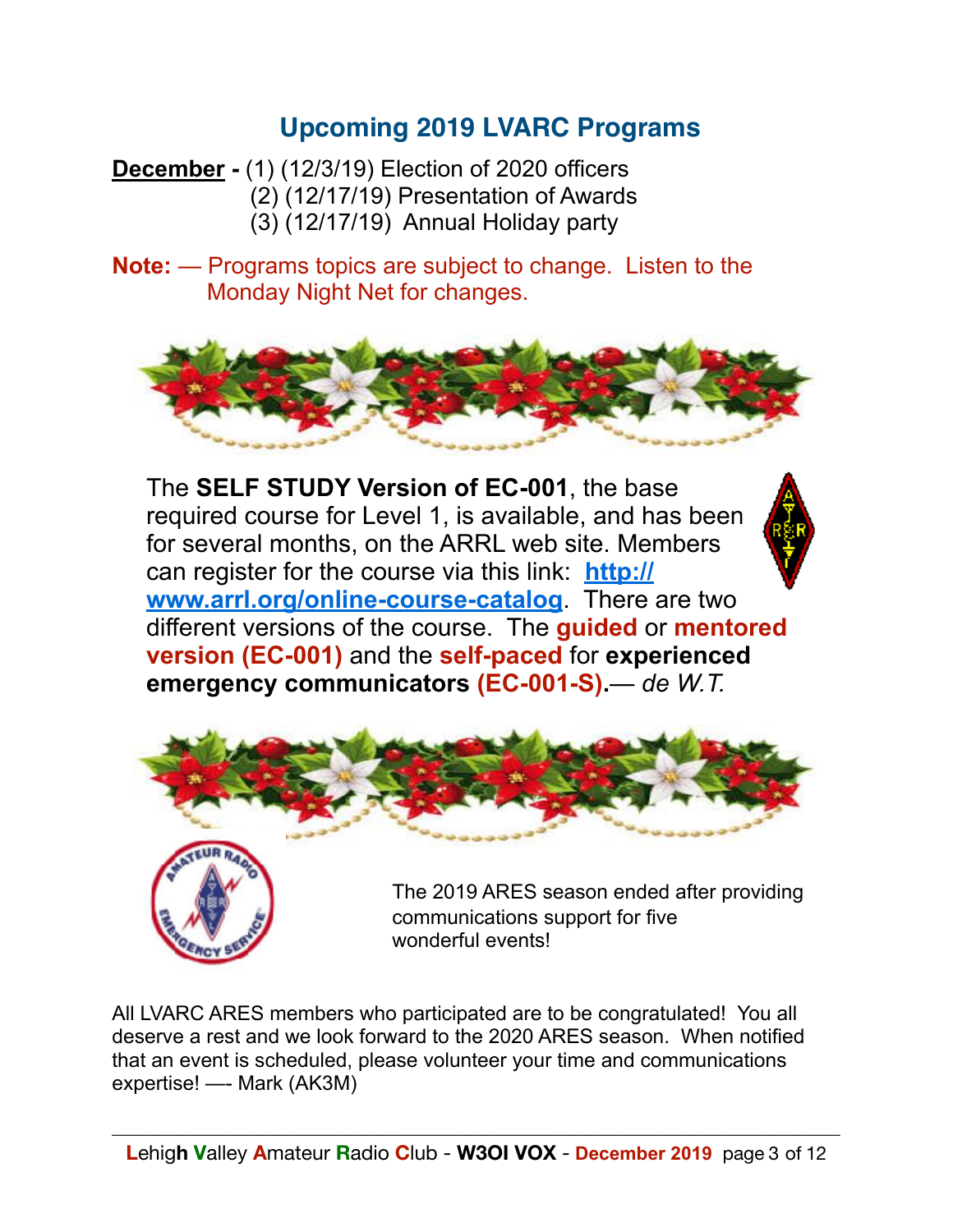## Upcoming 2019 LVARC Programs

**December -** (1) (12/3/19) Election of 2020 officers
(2) (12/17/19) Presentation of Awards
(3) (12/17/19) Annual Holiday party

**Note:** — Programs topics are subject to change. Listen to the Monday Night Net for changes.

The **SELF STUDY Version of EC-001**, the base required course for Level 1, is available, and has been for several months, on the ARRL web site. Members can register for the course via this link: **[http://www.arrl.org/online-course-catalog](http://www.arrl.org/online-course-catalog)**. There are two different versions of the course. The **guided** or **mentored version (EC-001)** and the **self-paced** for **experienced emergency communicators (EC-001-S)**.— *de W.T.*

The 2019 ARES season ended after providing communications support for five wonderful events!

All LVARC ARES members who participated are to be congratulated! You all deserve a rest and we look forward to the 2020 ARES season. When notified that an event is scheduled, please volunteer your time and communications expertise! —- Mark (AK3M)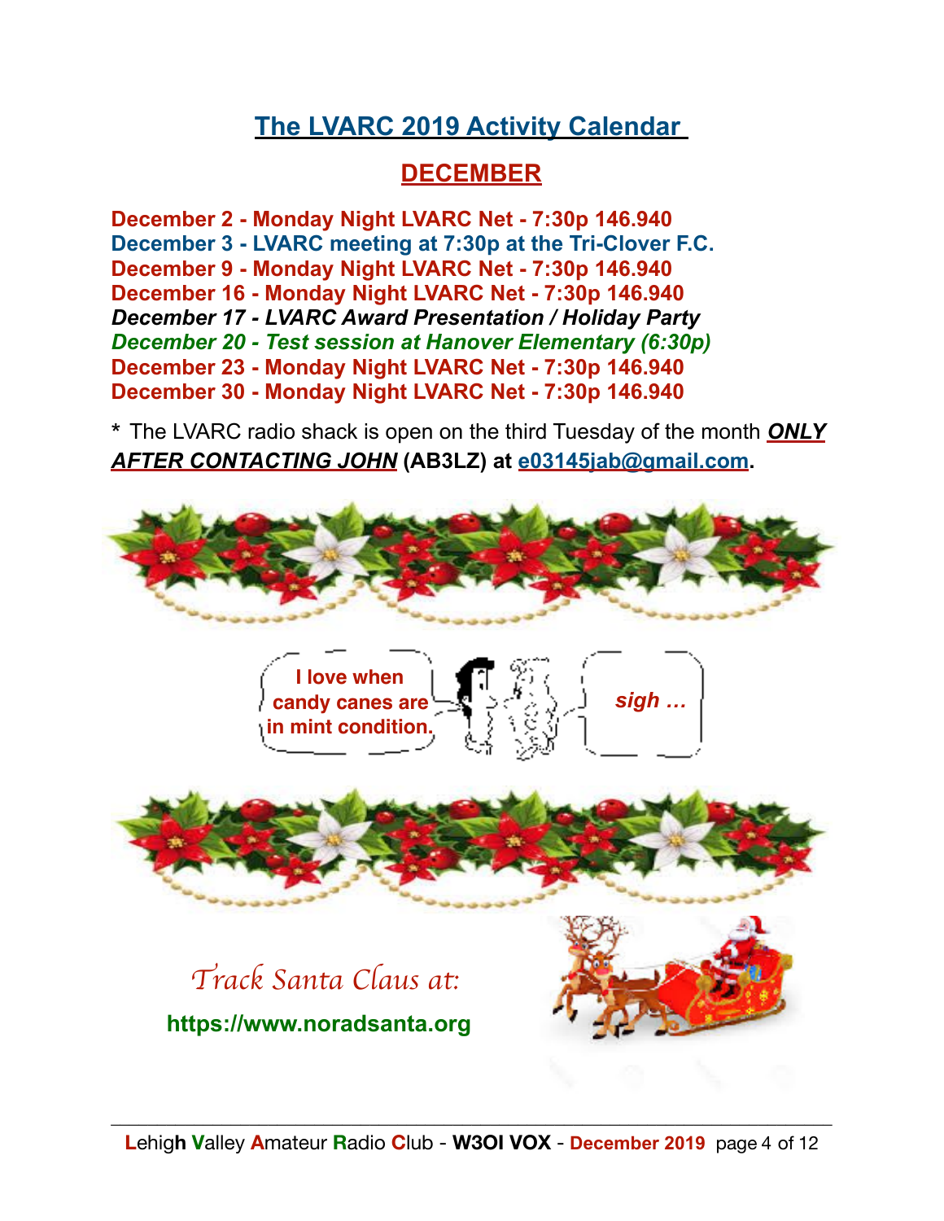# The LVARC 2019 Activity Calendar

## DECEMBER

**December 2 - Monday Night LVARC Net - 7:30p 146.940**
**December 3 - LVARC meeting at 7:30p at the Tri-Clover F.C.**
**December 9 - Monday Night LVARC Net - 7:30p 146.940**
**December 16 - Monday Night LVARC Net - 7:30p 146.940**
***December 17 - LVARC Award Presentation / Holiday Party***
***December 20 - Test session at Hanover Elementary (6:30p)***
**December 23 - Monday Night LVARC Net - 7:30p 146.940**
**December 30 - Monday Night LVARC Net - 7:30p 146.940**

\* The LVARC radio shack is open on the third Tuesday of the month ***ONLY AFTER CONTACTING JOHN*** **(AB3LZ) at e03145jab@gmail.com.**

I love when candy canes are in mint condition.

*sigh …*

*Track Santa Claus at:*

**https://www.noradsanta.org**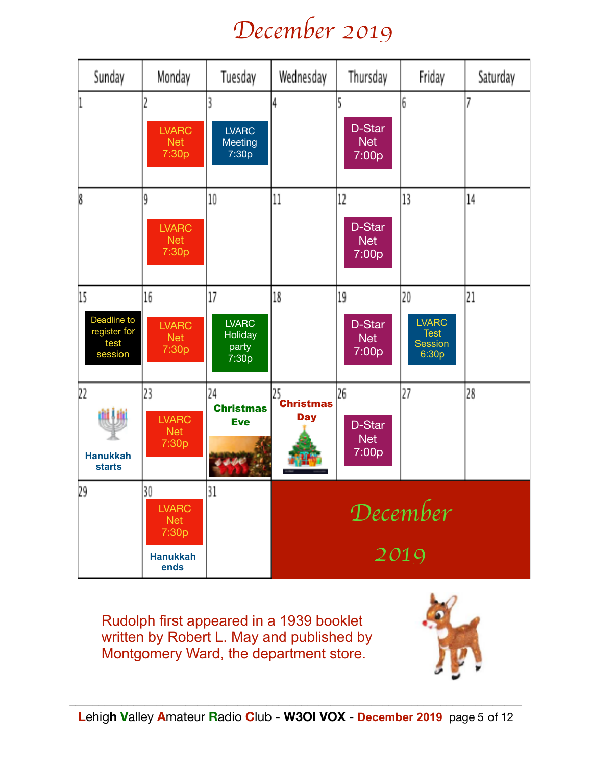# December 2019

| Sunday | Monday | Tuesday | Wednesday | Thursday | Friday | Saturday |
|---|---|---|---|---|---|---|
| 1 | 2<br>LVARC Net 7:30p | 3<br>LVARC Meeting 7:30p | 4 | 5<br>D-Star Net 7:00p | 6 | 7 |
| 8 | 9<br>LVARC Net 7:30p | 10 | 11 | 12<br>D-Star Net 7:00p | 13 | 14 |
| 15<br>Deadline to register for test session | 16<br>LVARC Net 7:30p | 17<br>LVARC Holiday party 7:30p | 18 | 19<br>D-Star Net 7:00p | 20<br>LVARC Test Session 6:30p | 21 |
| 22<br>**Hanukkah starts** | 23<br>LVARC Net 7:30p | 24<br>**Christmas Eve** | 25<br>**Christmas Day** | 26<br>D-Star Net 7:00p | 27 | 28 |
| 29 | 30<br>LVARC Net 7:30p<br>**Hanukkah ends** | 31 | December 2019 | | | |

Rudolph first appeared in a 1939 booklet written by Robert L. May and published by Montgomery Ward, the department store.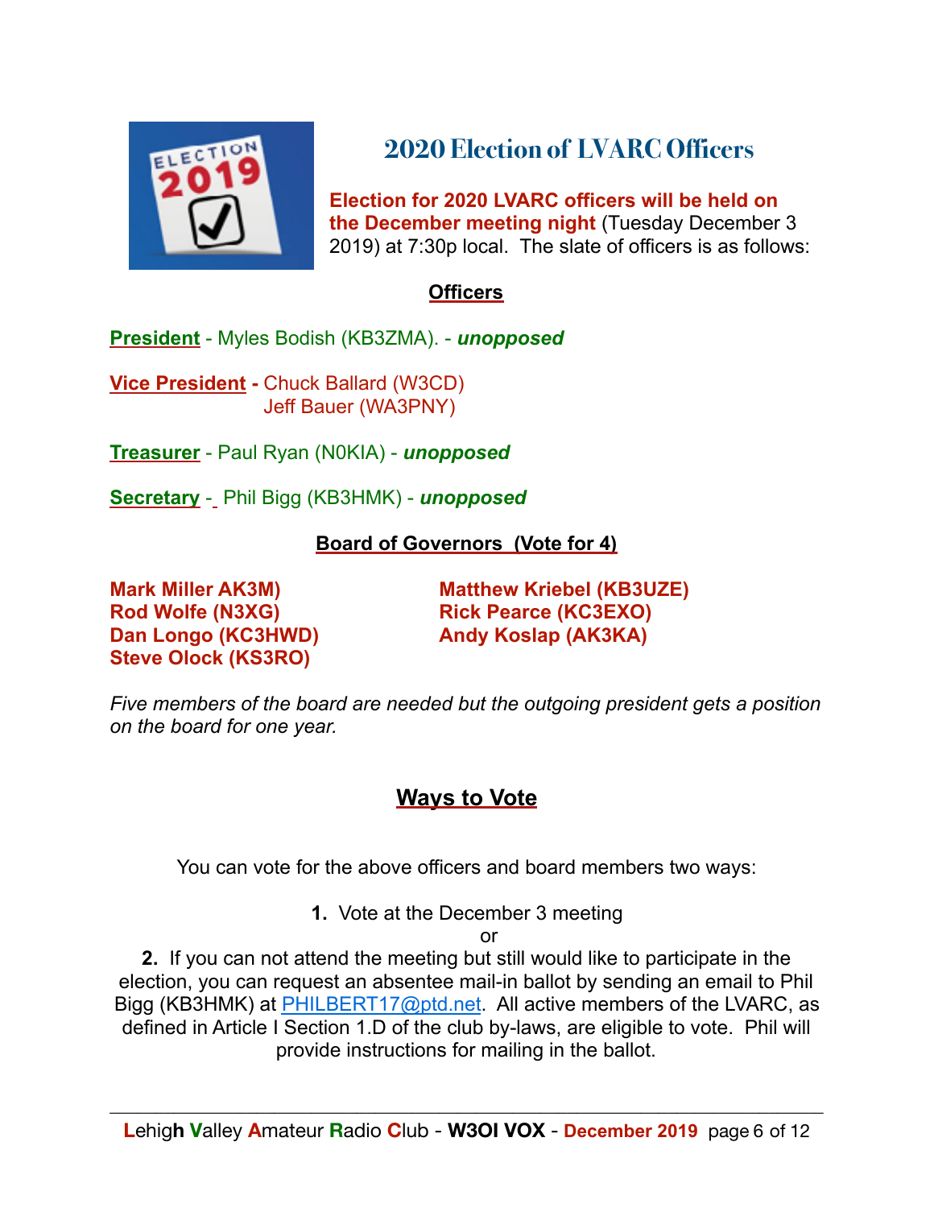# 2020 Election of LVARC Officers

**Election for 2020 LVARC officers will be held on the December meeting night** (Tuesday December 3 2019) at 7:30p local. The slate of officers is as follows:

## Officers

**President** - Myles Bodish (KB3ZMA). - ***unopposed***

**Vice President** - Chuck Ballard (W3CD)
Jeff Bauer (WA3PNY)

**Treasurer** - Paul Ryan (N0KIA) - ***unopposed***

**Secretary** - Phil Bigg (KB3HMK) - ***unopposed***

## Board of Governors (Vote for 4)

**Mark Miller AK3M)**
**Rod Wolfe (N3XG)**
**Dan Longo (KC3HWD)**
**Steve Olock (KS3RO)**
**Matthew Kriebel (KB3UZE)**
**Rick Pearce (KC3EXO)**
**Andy Koslap (AK3KA)**

*Five members of the board are needed but the outgoing president gets a position on the board for one year.*

## Ways to Vote

You can vote for the above officers and board members two ways:

**1.** Vote at the December 3 meeting

or

**2.** If you can not attend the meeting but still would like to participate in the election, you can request an absentee mail-in ballot by sending an email to Phil Bigg (KB3HMK) at PHILBERT17@ptd.net. All active members of the LVARC, as defined in Article I Section 1.D of the club by-laws, are eligible to vote. Phil will provide instructions for mailing in the ballot.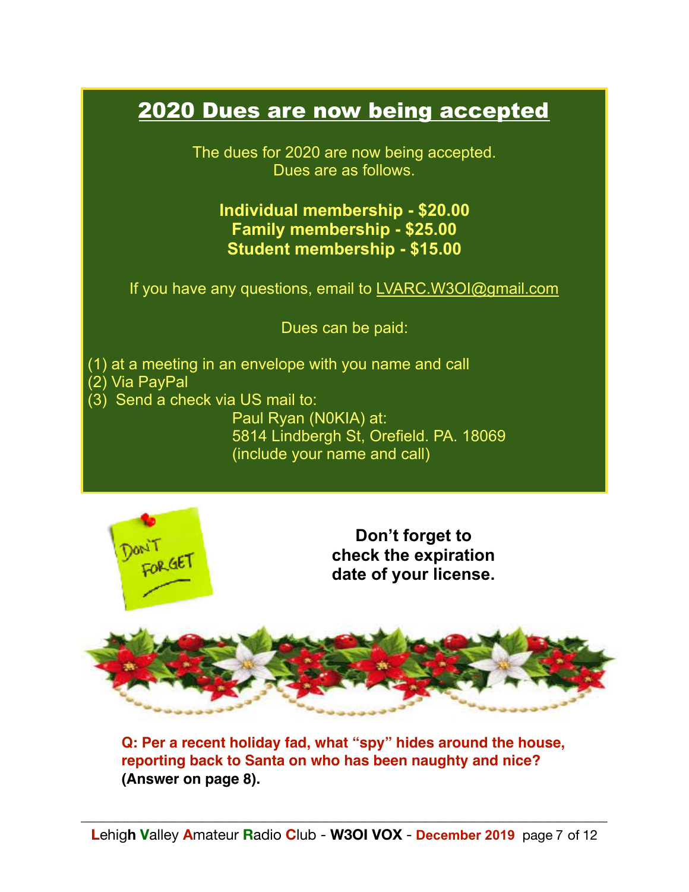## 2020 Dues are now being accepted

The dues for 2020 are now being accepted.
Dues are as follows.

**Individual membership - $20.00**
**Family membership - $25.00**
**Student membership - $15.00**

If you have any questions, email to LVARC.W3OI@gmail.com

Dues can be paid:

(1) at a meeting in an envelope with you name and call
(2) Via PayPal
(3) Send a check via US mail to:
Paul Ryan (N0KIA) at:
5814 Lindbergh St, Orefield. PA. 18069
(include your name and call)

**Don't forget to check the expiration date of your license.**

**Q: Per a recent holiday fad, what "spy" hides around the house, reporting back to Santa on who has been naughty and nice? (Answer on page 8).**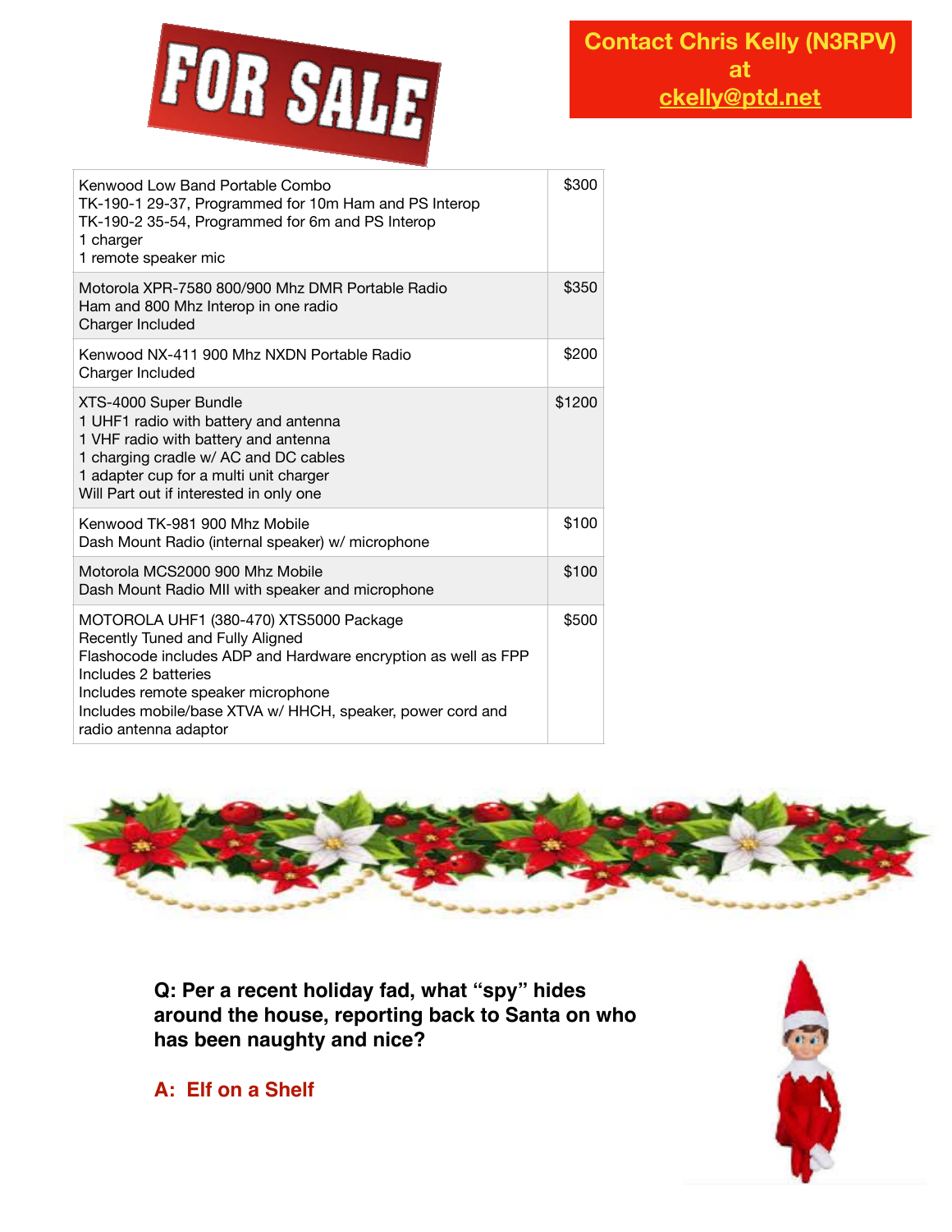# FOR SALE

**Contact Chris Kelly (N3RPV) at ckelly@ptd.net**

| Item | Price |
|---|---|
| Kenwood Low Band Portable Combo<br>TK-190-1 29-37, Programmed for 10m Ham and PS Interop<br>TK-190-2 35-54, Programmed for 6m and PS Interop<br>1 charger<br>1 remote speaker mic | $300 |
| Motorola XPR-7580 800/900 Mhz DMR Portable Radio<br>Ham and 800 Mhz Interop in one radio<br>Charger Included | $350 |
| Kenwood NX-411 900 Mhz NXDN Portable Radio<br>Charger Included | $200 |
| XTS-4000 Super Bundle<br>1 UHF1 radio with battery and antenna<br>1 VHF radio with battery and antenna<br>1 charging cradle w/ AC and DC cables<br>1 adapter cup for a multi unit charger<br>Will Part out if interested in only one | $1200 |
| Kenwood TK-981 900 Mhz Mobile<br>Dash Mount Radio (internal speaker) w/ microphone | $100 |
| Motorola MCS2000 900 Mhz Mobile<br>Dash Mount Radio MII with speaker and microphone | $100 |
| MOTOROLA UHF1 (380-470) XTS5000 Package<br>Recently Tuned and Fully Aligned<br>Flashocode includes ADP and Hardware encryption as well as FPP<br>Includes 2 batteries<br>Includes remote speaker microphone<br>Includes mobile/base XTVA w/ HHCH, speaker, power cord and radio antenna adaptor | $500 |

**Q: Per a recent holiday fad, what "spy" hides around the house, reporting back to Santa on who has been naughty and nice?**

**A: Elf on a Shelf**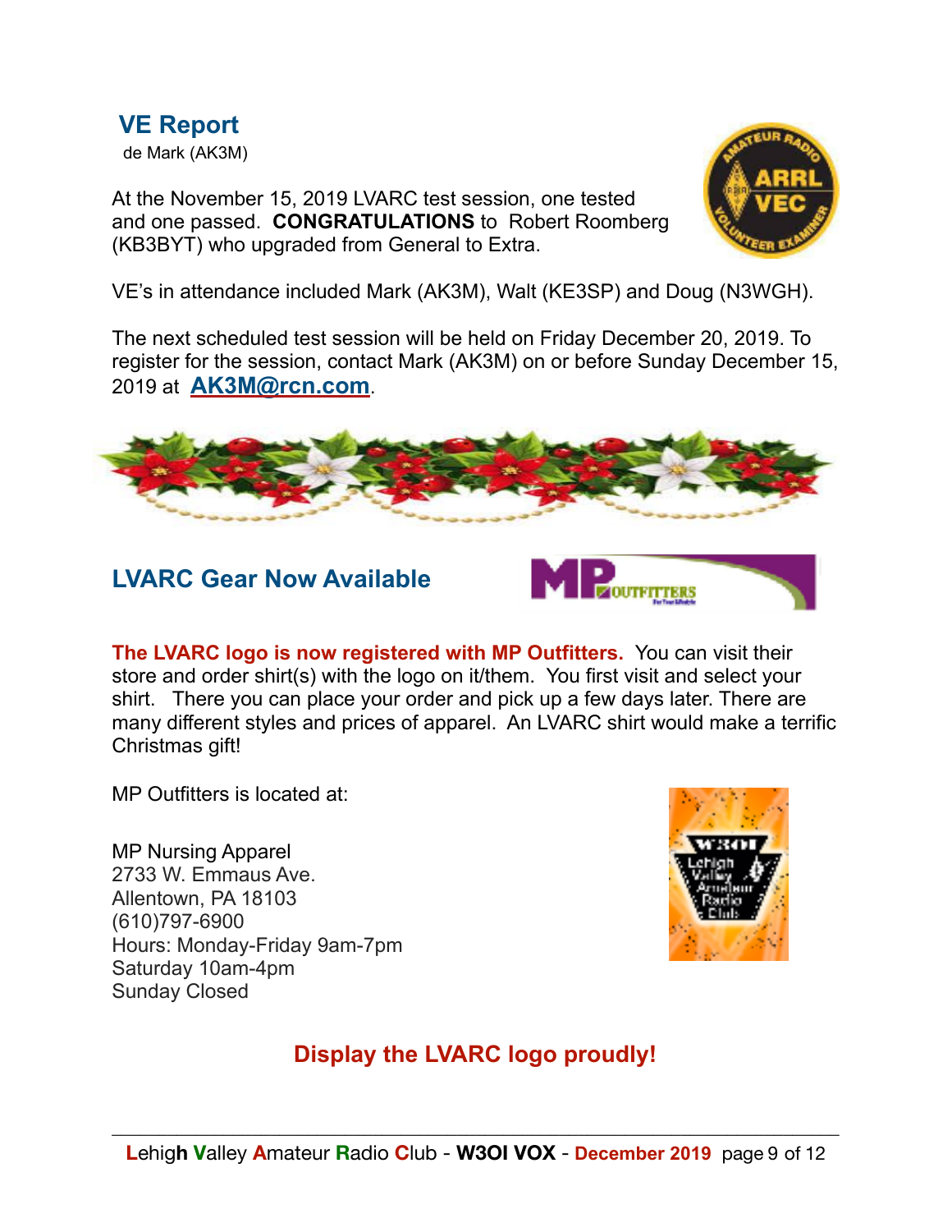## VE Report

de Mark (AK3M)

At the November 15, 2019 LVARC test session, one tested and one passed. **CONGRATULATIONS** to Robert Roomberg (KB3BYT) who upgraded from General to Extra.

VE's in attendance included Mark (AK3M), Walt (KE3SP) and Doug (N3WGH).

The next scheduled test session will be held on Friday December 20, 2019. To register for the session, contact Mark (AK3M) on or before Sunday December 15, 2019 at **AK3M@rcn.com**.

## LVARC Gear Now Available

**The LVARC logo is now registered with MP Outfitters.** You can visit their store and order shirt(s) with the logo on it/them. You first visit and select your shirt. There you can place your order and pick up a few days later. There are many different styles and prices of apparel. An LVARC shirt would make a terrific Christmas gift!

MP Outfitters is located at:

MP Nursing Apparel
2733 W. Emmaus Ave.
Allentown, PA 18103
(610)797-6900
Hours: Monday-Friday 9am-7pm
Saturday 10am-4pm
Sunday Closed

**Display the LVARC logo proudly!**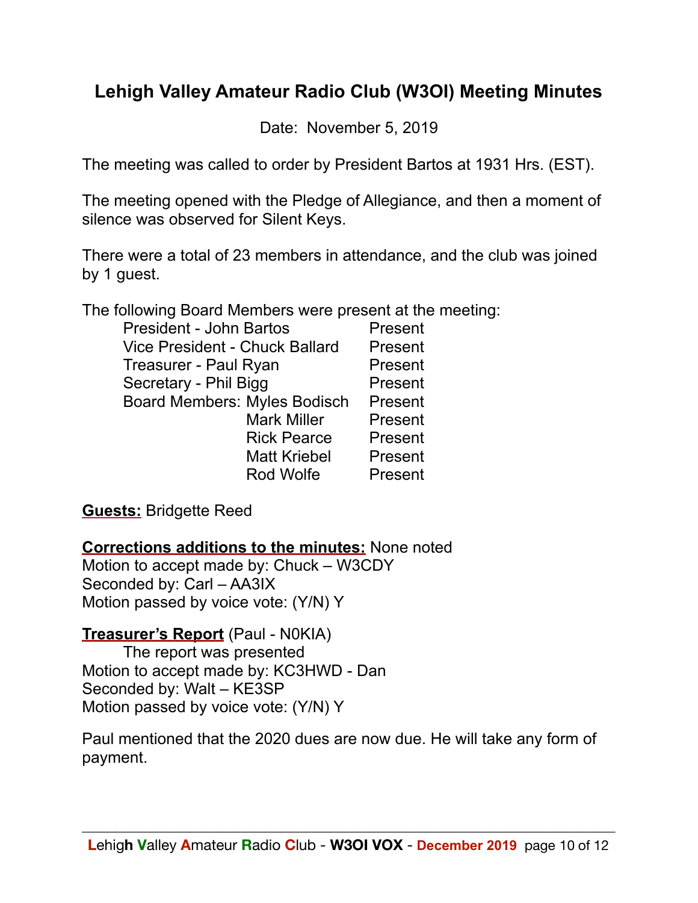# Lehigh Valley Amateur Radio Club (W3OI) Meeting Minutes

Date: November 5, 2019

The meeting was called to order by President Bartos at 1931 Hrs. (EST).

The meeting opened with the Pledge of Allegiance, and then a moment of silence was observed for Silent Keys.

There were a total of 23 members in attendance, and the club was joined by 1 guest.

The following Board Members were present at the meeting:

| | | |
|---|---|---|
| President - John Bartos | | Present |
| Vice President - Chuck Ballard | | Present |
| Treasurer - Paul Ryan | | Present |
| Secretary - Phil Bigg | | Present |
| Board Members: | Myles Bodisch | Present |
| | Mark Miller | Present |
| | Rick Pearce | Present |
| | Matt Kriebel | Present |
| | Rod Wolfe | Present |

**Guests:** Bridgette Reed

**Corrections additions to the minutes:** None noted
Motion to accept made by: Chuck – W3CDY
Seconded by: Carl – AA3IX
Motion passed by voice vote: (Y/N) Y

**Treasurer's Report** (Paul - N0KIA)
The report was presented
Motion to accept made by: KC3HWD - Dan
Seconded by: Walt – KE3SP
Motion passed by voice vote: (Y/N) Y

Paul mentioned that the 2020 dues are now due. He will take any form of payment.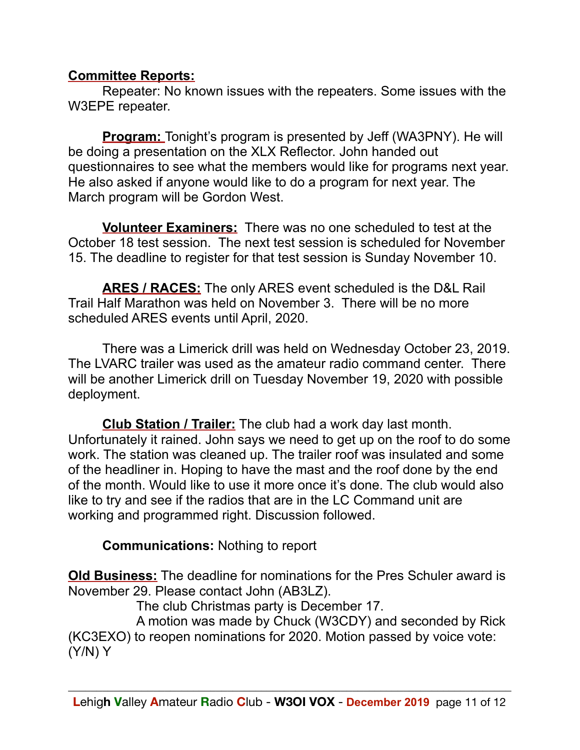**Committee Reports:**

Repeater: No known issues with the repeaters. Some issues with the W3EPE repeater.

**Program:** Tonight's program is presented by Jeff (WA3PNY). He will be doing a presentation on the XLX Reflector. John handed out questionnaires to see what the members would like for programs next year. He also asked if anyone would like to do a program for next year. The March program will be Gordon West.

**Volunteer Examiners:** There was no one scheduled to test at the October 18 test session. The next test session is scheduled for November 15. The deadline to register for that test session is Sunday November 10.

**ARES / RACES:** The only ARES event scheduled is the D&L Rail Trail Half Marathon was held on November 3. There will be no more scheduled ARES events until April, 2020.

There was a Limerick drill was held on Wednesday October 23, 2019. The LVARC trailer was used as the amateur radio command center. There will be another Limerick drill on Tuesday November 19, 2020 with possible deployment.

**Club Station / Trailer:** The club had a work day last month. Unfortunately it rained. John says we need to get up on the roof to do some work. The station was cleaned up. The trailer roof was insulated and some of the headliner in. Hoping to have the mast and the roof done by the end of the month. Would like to use it more once it's done. The club would also like to try and see if the radios that are in the LC Command unit are working and programmed right. Discussion followed.

**Communications:** Nothing to report

**Old Business:** The deadline for nominations for the Pres Schuler award is November 29. Please contact John (AB3LZ).

The club Christmas party is December 17.

A motion was made by Chuck (W3CDY) and seconded by Rick (KC3EXO) to reopen nominations for 2020. Motion passed by voice vote: (Y/N) Y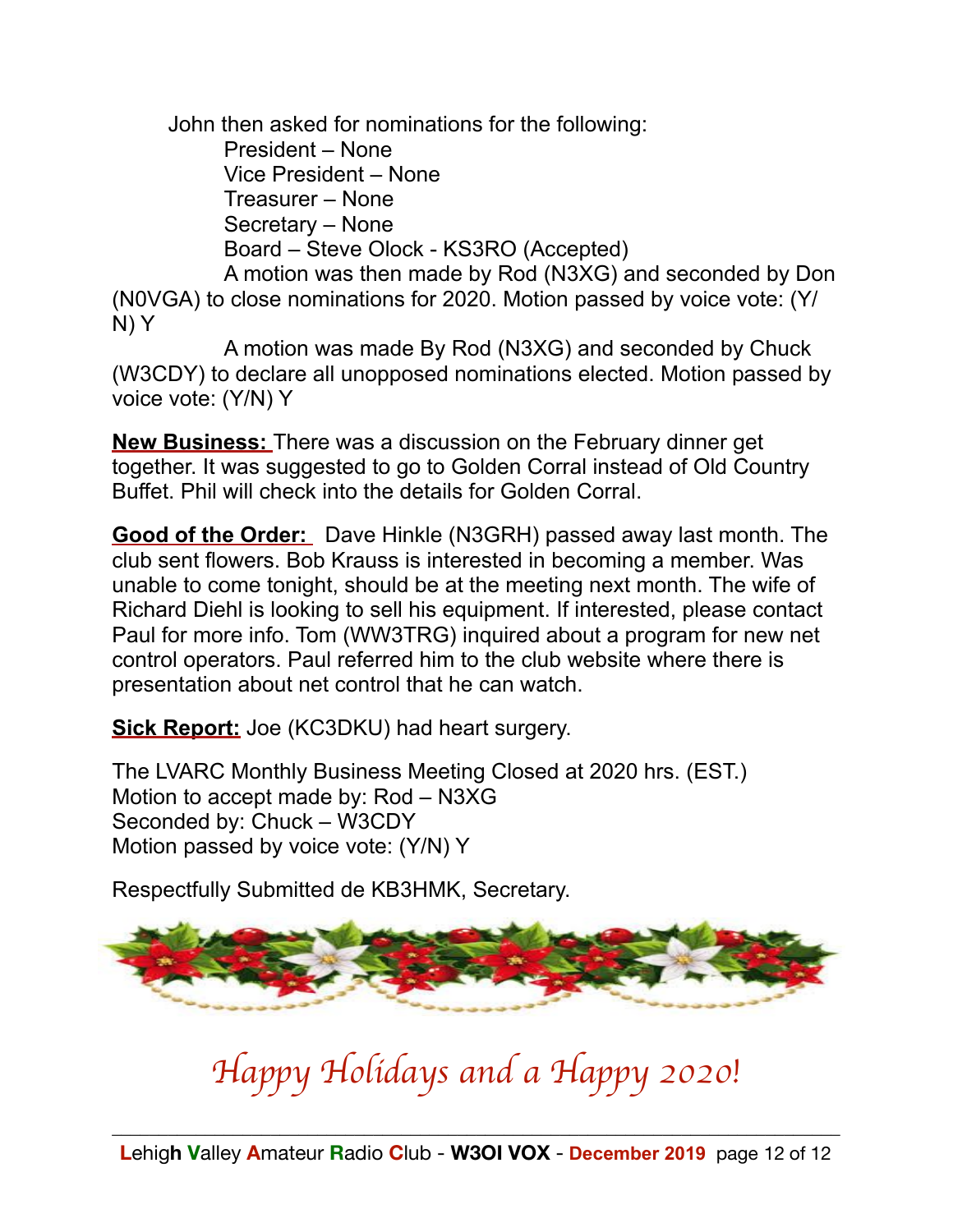John then asked for nominations for the following:

President – None
Vice President – None
Treasurer – None
Secretary – None
Board – Steve Olock - KS3RO (Accepted)

A motion was then made by Rod (N3XG) and seconded by Don (N0VGA) to close nominations for 2020. Motion passed by voice vote: (Y/N) Y

A motion was made By Rod (N3XG) and seconded by Chuck (W3CDY) to declare all unopposed nominations elected. Motion passed by voice vote: (Y/N) Y

**New Business:** There was a discussion on the February dinner get together. It was suggested to go to Golden Corral instead of Old Country Buffet. Phil will check into the details for Golden Corral.

**Good of the Order:** Dave Hinkle (N3GRH) passed away last month. The club sent flowers. Bob Krauss is interested in becoming a member. Was unable to come tonight, should be at the meeting next month. The wife of Richard Diehl is looking to sell his equipment. If interested, please contact Paul for more info. Tom (WW3TRG) inquired about a program for new net control operators. Paul referred him to the club website where there is presentation about net control that he can watch.

**Sick Report:** Joe (KC3DKU) had heart surgery.

The LVARC Monthly Business Meeting Closed at 2020 hrs. (EST.)
Motion to accept made by: Rod – N3XG
Seconded by: Chuck – W3CDY
Motion passed by voice vote: (Y/N) Y

Respectfully Submitted de KB3HMK, Secretary.

*Happy Holidays and a Happy 2020!*